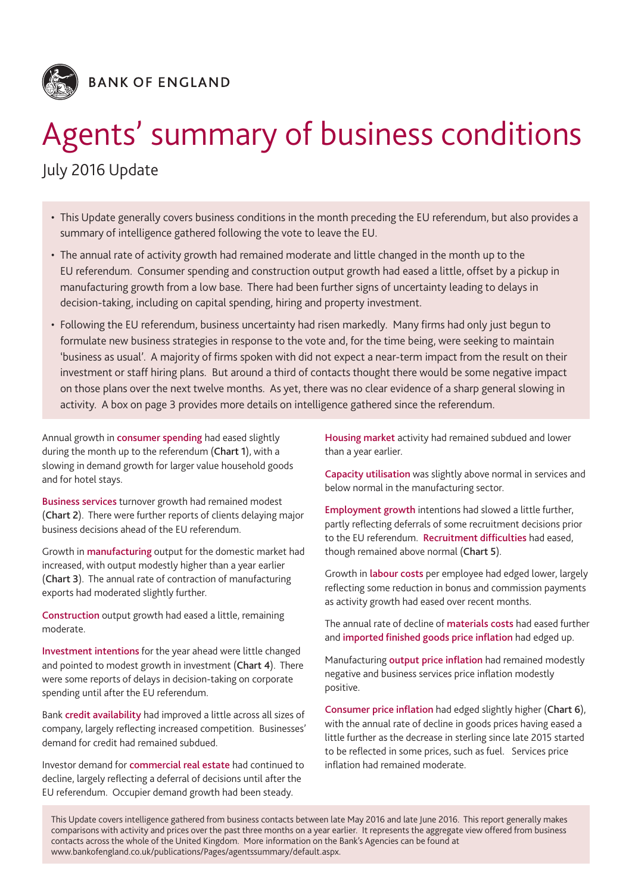BANK OF ENGLAND

# Agents' summary of business conditions

## July 2016 Update

- This Update generally covers business conditions in the month preceding the EU referendum, but also provides a summary of intelligence gathered following the vote to leave the EU.
- The annual rate of activity growth had remained moderate and little changed in the month up to the EU referendum. Consumer spending and construction output growth had eased a little, offset by a pickup in manufacturing growth from a low base. There had been further signs of uncertainty leading to delays in decision-taking, including on capital spending, hiring and property investment.
- Following the EU referendum, business uncertainty had risen markedly. Many firms had only just begun to formulate new business strategies in response to the vote and, for the time being, were seeking to maintain 'business as usual'. A majority of firms spoken with did not expect a near-term impact from the result on their investment or staff hiring plans. But around a third of contacts thought there would be some negative impact on those plans over the next twelve months. As yet, there was no clear evidence of a sharp general slowing in activity. A box on page 3 provides more details on intelligence gathered since the referendum.

Annual growth in **consumer spending** had eased slightly during the month up to the referendum (**Chart 1**), with a slowing in demand growth for larger value household goods and for hotel stays.

**Business services** turnover growth had remained modest (**Chart 2**). There were further reports of clients delaying major business decisions ahead of the EU referendum.

Growth in **manufacturing** output for the domestic market had increased, with output modestly higher than a year earlier (**Chart 3**). The annual rate of contraction of manufacturing exports had moderated slightly further.

**Construction** output growth had eased a little, remaining moderate.

**Investment intentions** for the year ahead were little changed and pointed to modest growth in investment (**Chart 4**). There were some reports of delays in decision-taking on corporate spending until after the EU referendum.

Bank **credit availability** had improved a little across all sizes of company, largely reflecting increased competition. Businesses' demand for credit had remained subdued.

Investor demand for **commercial real estate** had continued to decline, largely reflecting a deferral of decisions until after the EU referendum. Occupier demand growth had been steady.

**Housing market** activity had remained subdued and lower than a year earlier.

**Capacity utilisation** was slightly above normal in services and below normal in the manufacturing sector.

**Employment growth** intentions had slowed a little further, partly reflecting deferrals of some recruitment decisions prior to the EU referendum. **Recruitment difficulties** had eased, though remained above normal (**Chart 5**).

Growth in **labour costs** per employee had edged lower, largely reflecting some reduction in bonus and commission payments as activity growth had eased over recent months.

The annual rate of decline of **materials costs** had eased further and **imported finished goods price inflation** had edged up.

Manufacturing **output price inflation** had remained modestly negative and business services price inflation modestly positive.

**Consumer price inflation** had edged slightly higher (**Chart 6**), with the annual rate of decline in goods prices having eased a little further as the decrease in sterling since late 2015 started to be reflected in some prices, such as fuel. Services price inflation had remained moderate.

This Update covers intelligence gathered from business contacts between late May 2016 and late June 2016. This report generally makes comparisons with activity and prices over the past three months on a year earlier. It represents the aggregate view offered from business contacts across the whole of the United Kingdom. More information on the Bank's Agencies can be found at www.bankofengland.co.uk/publications/Pages/agentssummary/default.aspx.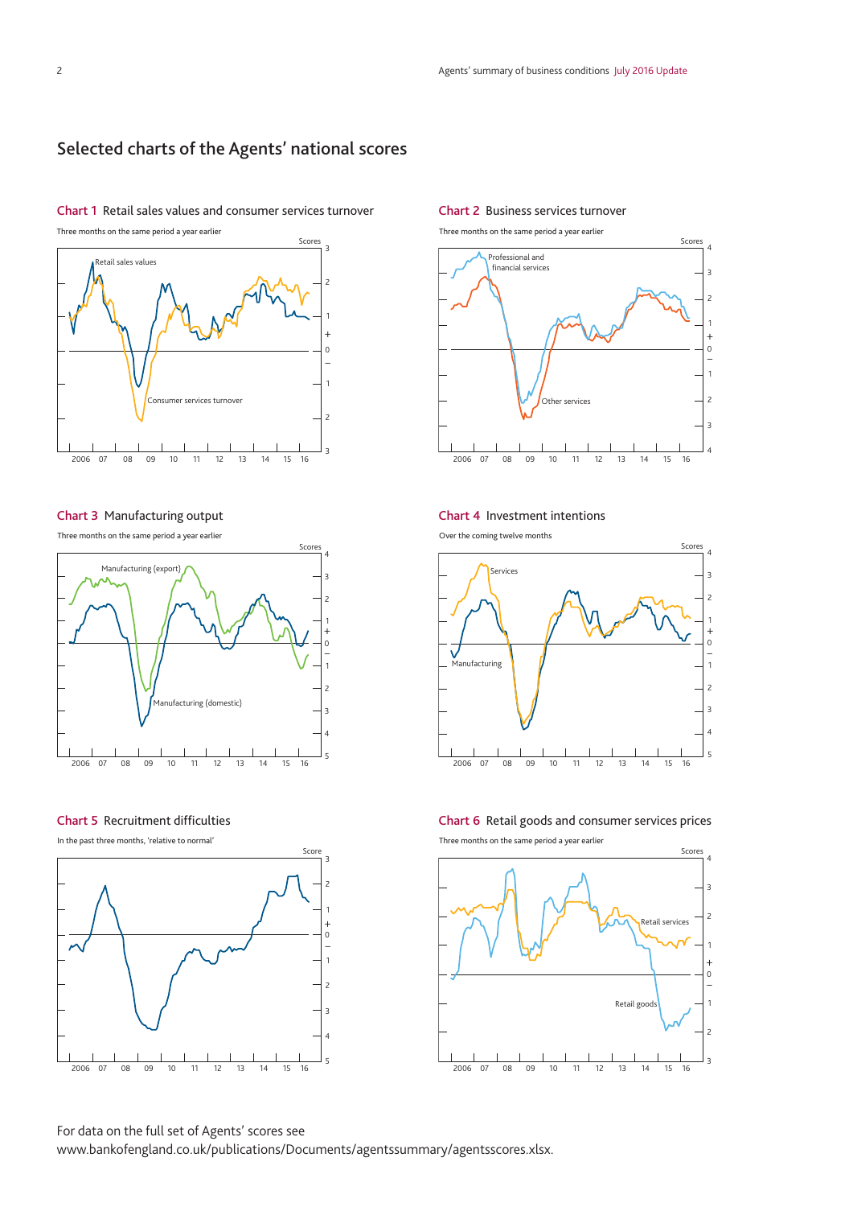## Selected charts of the Agents' national scores

**Chart 1** Retail sales values and consumer services turnover

Three months on the same period a year earlier

Scores

Retail sales values

Consumer services turnover

**Chart 2** Business services turnover

Three months on the same period a year earlier

Scores

Professional and financial services

Other services

**Chart 3** Manufacturing output

Three months on the same period a year earlier

Scores

Manufacturing (export)

Manufacturing (domestic)

**Chart 4** Investment intentions

Over the coming twelve months

Scores

Services

Manufacturing

**Chart 5** Recruitment difficulties

In the past three months, 'relative to normal'

Score

**Chart 6** Retail goods and consumer services prices

Three months on the same period a year earlier

Scores

Retail services

Retail goods

For data on the full set of Agents' scores see www.bankofengland.co.uk/publications/Documents/agentssummary/agentsscores.xlsx.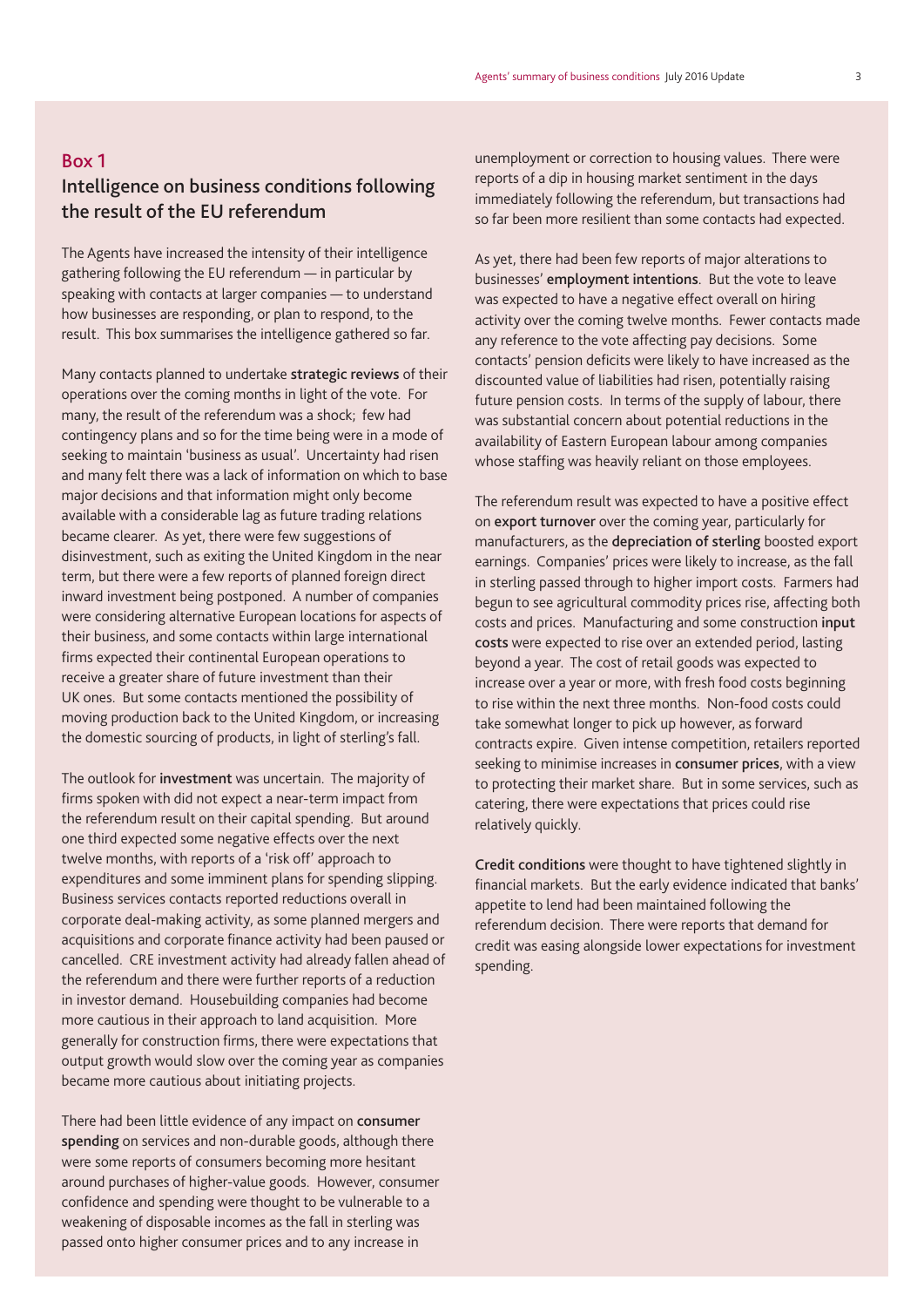## Box 1

### Intelligence on business conditions following the result of the EU referendum

The Agents have increased the intensity of their intelligence gathering following the EU referendum — in particular by speaking with contacts at larger companies — to understand how businesses are responding, or plan to respond, to the result. This box summarises the intelligence gathered so far.

Many contacts planned to undertake **strategic reviews** of their operations over the coming months in light of the vote. For many, the result of the referendum was a shock; few had contingency plans and so for the time being were in a mode of seeking to maintain 'business as usual'. Uncertainty had risen and many felt there was a lack of information on which to base major decisions and that information might only become available with a considerable lag as future trading relations became clearer. As yet, there were few suggestions of disinvestment, such as exiting the United Kingdom in the near term, but there were a few reports of planned foreign direct inward investment being postponed. A number of companies were considering alternative European locations for aspects of their business, and some contacts within large international firms expected their continental European operations to receive a greater share of future investment than their UK ones. But some contacts mentioned the possibility of moving production back to the United Kingdom, or increasing the domestic sourcing of products, in light of sterling's fall.

The outlook for **investment** was uncertain. The majority of firms spoken with did not expect a near-term impact from the referendum result on their capital spending. But around one third expected some negative effects over the next twelve months, with reports of a 'risk off' approach to expenditures and some imminent plans for spending slipping. Business services contacts reported reductions overall in corporate deal-making activity, as some planned mergers and acquisitions and corporate finance activity had been paused or cancelled. CRE investment activity had already fallen ahead of the referendum and there were further reports of a reduction in investor demand. Housebuilding companies had become more cautious in their approach to land acquisition. More generally for construction firms, there were expectations that output growth would slow over the coming year as companies became more cautious about initiating projects.

There had been little evidence of any impact on **consumer spending** on services and non-durable goods, although there were some reports of consumers becoming more hesitant around purchases of higher-value goods. However, consumer confidence and spending were thought to be vulnerable to a weakening of disposable incomes as the fall in sterling was passed onto higher consumer prices and to any increase in unemployment or correction to housing values. There were reports of a dip in housing market sentiment in the days immediately following the referendum, but transactions had so far been more resilient than some contacts had expected.

As yet, there had been few reports of major alterations to businesses' **employment intentions**. But the vote to leave was expected to have a negative effect overall on hiring activity over the coming twelve months. Fewer contacts made any reference to the vote affecting pay decisions. Some contacts' pension deficits were likely to have increased as the discounted value of liabilities had risen, potentially raising future pension costs. In terms of the supply of labour, there was substantial concern about potential reductions in the availability of Eastern European labour among companies whose staffing was heavily reliant on those employees.

The referendum result was expected to have a positive effect on **export turnover** over the coming year, particularly for manufacturers, as the **depreciation of sterling** boosted export earnings. Companies' prices were likely to increase, as the fall in sterling passed through to higher import costs. Farmers had begun to see agricultural commodity prices rise, affecting both costs and prices. Manufacturing and some construction **input costs** were expected to rise over an extended period, lasting beyond a year. The cost of retail goods was expected to increase over a year or more, with fresh food costs beginning to rise within the next three months. Non-food costs could take somewhat longer to pick up however, as forward contracts expire. Given intense competition, retailers reported seeking to minimise increases in **consumer prices**, with a view to protecting their market share. But in some services, such as catering, there were expectations that prices could rise relatively quickly.

**Credit conditions** were thought to have tightened slightly in financial markets. But the early evidence indicated that banks' appetite to lend had been maintained following the referendum decision. There were reports that demand for credit was easing alongside lower expectations for investment spending.